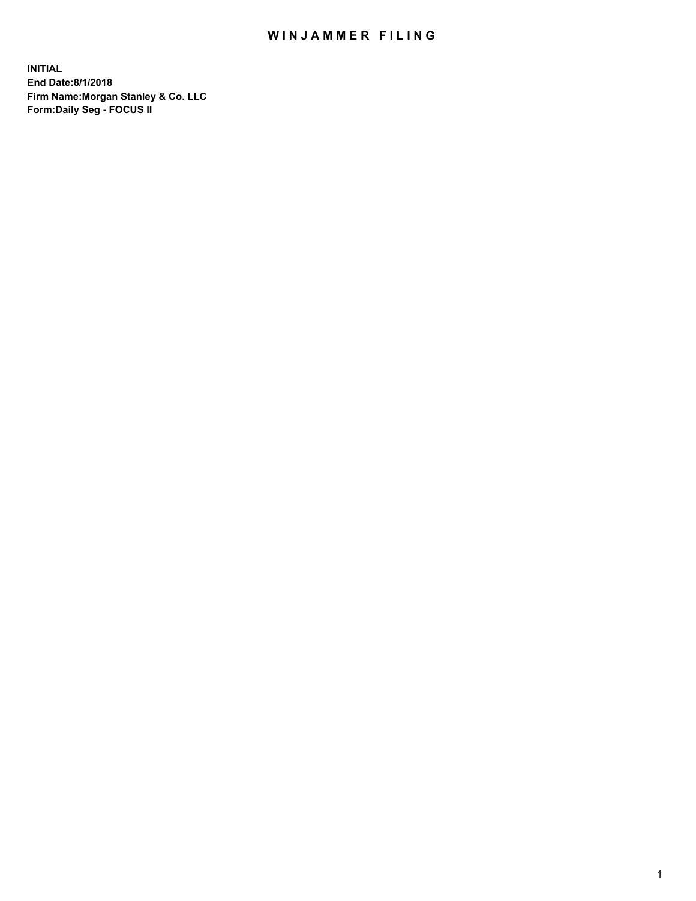# WINJAMMER FILING

**INITIAL**
**End Date:8/1/2018**
**Firm Name:Morgan Stanley & Co. LLC**
**Form:Daily Seg - FOCUS II**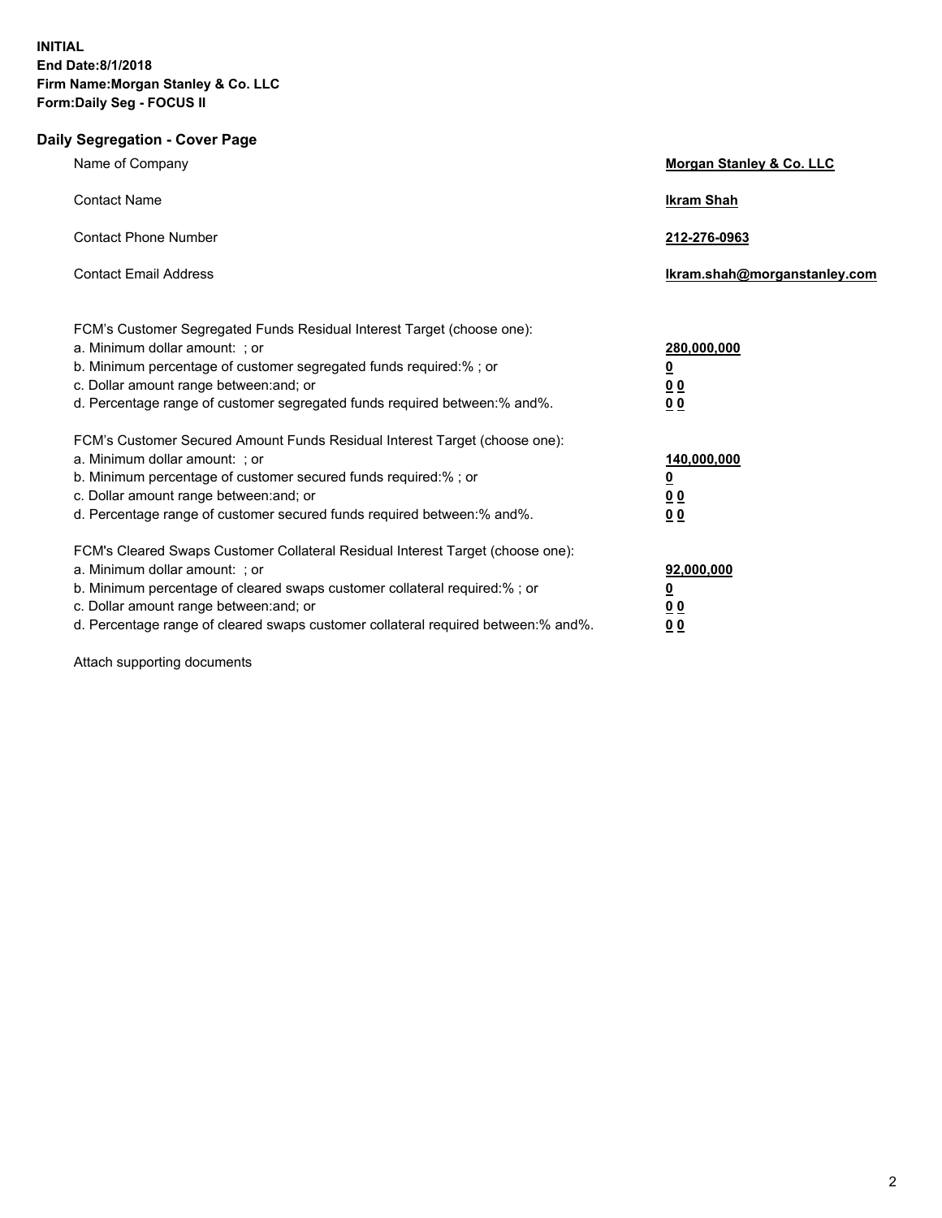**INITIAL**
**End Date:8/1/2018**
**Firm Name:Morgan Stanley & Co. LLC**
**Form:Daily Seg - FOCUS II**

## Daily Segregation - Cover Page

| | |
|---|---|
| Name of Company | **Morgan Stanley & Co. LLC** |
| Contact Name | **Ikram Shah** |
| Contact Phone Number | **212-276-0963** |
| Contact Email Address | **Ikram.shah@morganstanley.com** |

| | |
|---|---|
| FCM's Customer Segregated Funds Residual Interest Target (choose one): | |
| a. Minimum dollar amount: ; or | **280,000,000** |
| b. Minimum percentage of customer segregated funds required:% ; or | **0** |
| c. Dollar amount range between:and; or | **0 0** |
| d. Percentage range of customer segregated funds required between:% and%. | **0 0** |
| FCM's Customer Secured Amount Funds Residual Interest Target (choose one): | |
| a. Minimum dollar amount: ; or | **140,000,000** |
| b. Minimum percentage of customer secured funds required:% ; or | **0** |
| c. Dollar amount range between:and; or | **0 0** |
| d. Percentage range of customer secured funds required between:% and%. | **0 0** |
| FCM's Cleared Swaps Customer Collateral Residual Interest Target (choose one): | |
| a. Minimum dollar amount: ; or | **92,000,000** |
| b. Minimum percentage of cleared swaps customer collateral required:% ; or | **0** |
| c. Dollar amount range between:and; or | **0 0** |
| d. Percentage range of cleared swaps customer collateral required between:% and%. | **0 0** |

Attach supporting documents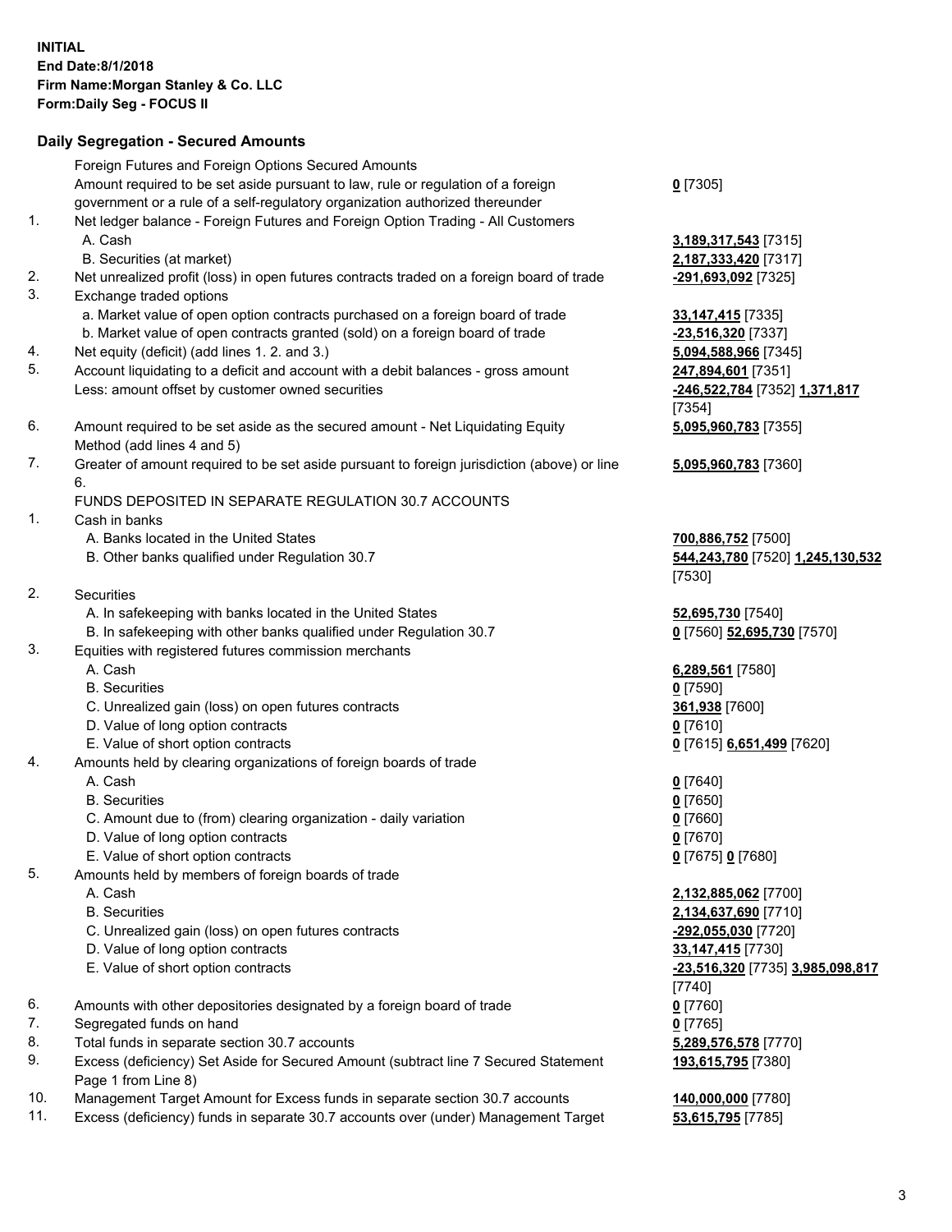**INITIAL**
**End Date:8/1/2018**
**Firm Name:Morgan Stanley & Co. LLC**
**Form:Daily Seg - FOCUS II**

## Daily Segregation - Secured Amounts

| | | |
|---|---|---|
| | Foreign Futures and Foreign Options Secured Amounts | |
| | Amount required to be set aside pursuant to law, rule or regulation of a foreign government or a rule of a self-regulatory organization authorized thereunder | **0** [7305] |
| 1. | Net ledger balance - Foreign Futures and Foreign Option Trading - All Customers | |
| | A. Cash | **3,189,317,543** [7315] |
| | B. Securities (at market) | **2,187,333,420** [7317] |
| 2. | Net unrealized profit (loss) in open futures contracts traded on a foreign board of trade | **-291,693,092** [7325] |
| 3. | Exchange traded options | |
| | a. Market value of open option contracts purchased on a foreign board of trade | **33,147,415** [7335] |
| | b. Market value of open contracts granted (sold) on a foreign board of trade | **-23,516,320** [7337] |
| 4. | Net equity (deficit) (add lines 1. 2. and 3.) | **5,094,588,966** [7345] |
| 5. | Account liquidating to a deficit and account with a debit balances - gross amount | **247,894,601** [7351] |
| | Less: amount offset by customer owned securities | **-246,522,784** [7352] **1,371,817** [7354] |
| 6. | Amount required to be set aside as the secured amount - Net Liquidating Equity Method (add lines 4 and 5) | **5,095,960,783** [7355] |
| 7. | Greater of amount required to be set aside pursuant to foreign jurisdiction (above) or line 6. | **5,095,960,783** [7360] |
| | FUNDS DEPOSITED IN SEPARATE REGULATION 30.7 ACCOUNTS | |
| 1. | Cash in banks | |
| | A. Banks located in the United States | **700,886,752** [7500] |
| | B. Other banks qualified under Regulation 30.7 | **544,243,780** [7520] **1,245,130,532** [7530] |
| 2. | Securities | |
| | A. In safekeeping with banks located in the United States | **52,695,730** [7540] |
| | B. In safekeeping with other banks qualified under Regulation 30.7 | **0** [7560] **52,695,730** [7570] |
| 3. | Equities with registered futures commission merchants | |
| | A. Cash | **6,289,561** [7580] |
| | B. Securities | **0** [7590] |
| | C. Unrealized gain (loss) on open futures contracts | **361,938** [7600] |
| | D. Value of long option contracts | **0** [7610] |
| | E. Value of short option contracts | **0** [7615] **6,651,499** [7620] |
| 4. | Amounts held by clearing organizations of foreign boards of trade | |
| | A. Cash | **0** [7640] |
| | B. Securities | **0** [7650] |
| | C. Amount due to (from) clearing organization - daily variation | **0** [7660] |
| | D. Value of long option contracts | **0** [7670] |
| | E. Value of short option contracts | **0** [7675] **0** [7680] |
| 5. | Amounts held by members of foreign boards of trade | |
| | A. Cash | **2,132,885,062** [7700] |
| | B. Securities | **2,134,637,690** [7710] |
| | C. Unrealized gain (loss) on open futures contracts | **-292,055,030** [7720] |
| | D. Value of long option contracts | **33,147,415** [7730] |
| | E. Value of short option contracts | **-23,516,320** [7735] **3,985,098,817** [7740] |
| 6. | Amounts with other depositories designated by a foreign board of trade | **0** [7760] |
| 7. | Segregated funds on hand | **0** [7765] |
| 8. | Total funds in separate section 30.7 accounts | **5,289,576,578** [7770] |
| 9. | Excess (deficiency) Set Aside for Secured Amount (subtract line 7 Secured Statement Page 1 from Line 8) | **193,615,795** [7380] |
| 10. | Management Target Amount for Excess funds in separate section 30.7 accounts | **140,000,000** [7780] |
| 11. | Excess (deficiency) funds in separate 30.7 accounts over (under) Management Target | **53,615,795** [7785] |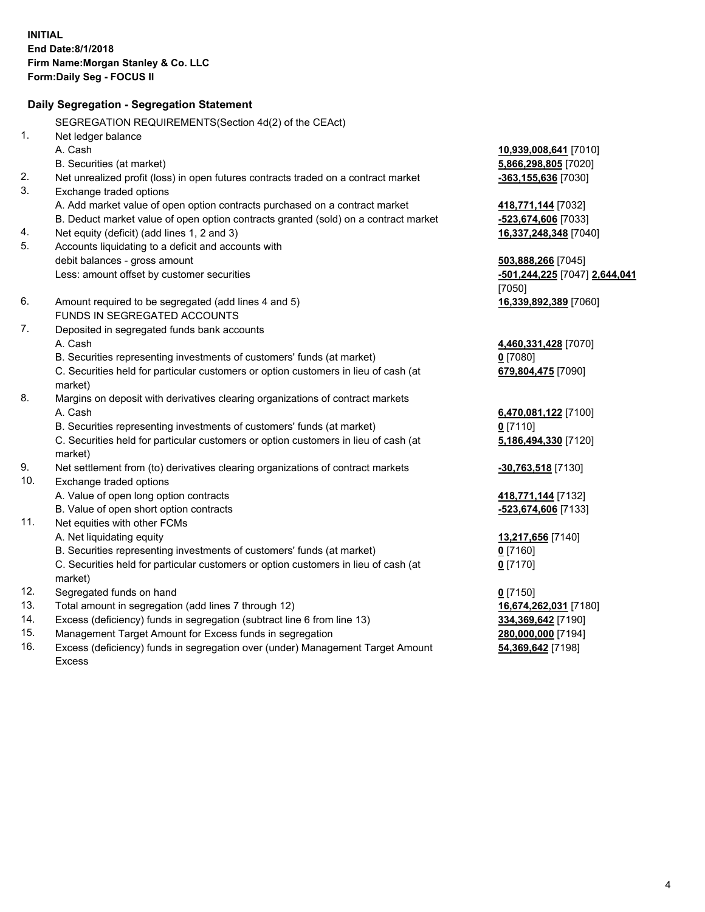**INITIAL**
**End Date:8/1/2018**
**Firm Name:Morgan Stanley & Co. LLC**
**Form:Daily Seg - FOCUS II**

## Daily Segregation - Segregation Statement

| | | |
|---|---|---|
| | SEGREGATION REQUIREMENTS(Section 4d(2) of the CEAct) | |
| 1. | Net ledger balance | |
| | A. Cash | **10,939,008,641** [7010] |
| | B. Securities (at market) | **5,866,298,805** [7020] |
| 2. | Net unrealized profit (loss) in open futures contracts traded on a contract market | **-363,155,636** [7030] |
| 3. | Exchange traded options | |
| | A. Add market value of open option contracts purchased on a contract market | **418,771,144** [7032] |
| | B. Deduct market value of open option contracts granted (sold) on a contract market | **-523,674,606** [7033] |
| 4. | Net equity (deficit) (add lines 1, 2 and 3) | **16,337,248,348** [7040] |
| 5. | Accounts liquidating to a deficit and accounts with debit balances - gross amount | **503,888,266** [7045] |
| | Less: amount offset by customer securities | **-501,244,225** [7047] **2,644,041** [7050] |
| 6. | Amount required to be segregated (add lines 4 and 5) | **16,339,892,389** [7060] |
| | FUNDS IN SEGREGATED ACCOUNTS | |
| 7. | Deposited in segregated funds bank accounts | |
| | A. Cash | **4,460,331,428** [7070] |
| | B. Securities representing investments of customers' funds (at market) | **0** [7080] |
| | C. Securities held for particular customers or option customers in lieu of cash (at market) | **679,804,475** [7090] |
| 8. | Margins on deposit with derivatives clearing organizations of contract markets | |
| | A. Cash | **6,470,081,122** [7100] |
| | B. Securities representing investments of customers' funds (at market) | **0** [7110] |
| | C. Securities held for particular customers or option customers in lieu of cash (at market) | **5,186,494,330** [7120] |
| 9. | Net settlement from (to) derivatives clearing organizations of contract markets | **-30,763,518** [7130] |
| 10. | Exchange traded options | |
| | A. Value of open long option contracts | **418,771,144** [7132] |
| | B. Value of open short option contracts | **-523,674,606** [7133] |
| 11. | Net equities with other FCMs | |
| | A. Net liquidating equity | **13,217,656** [7140] |
| | B. Securities representing investments of customers' funds (at market) | **0** [7160] |
| | C. Securities held for particular customers or option customers in lieu of cash (at market) | **0** [7170] |
| 12. | Segregated funds on hand | **0** [7150] |
| 13. | Total amount in segregation (add lines 7 through 12) | **16,674,262,031** [7180] |
| 14. | Excess (deficiency) funds in segregation (subtract line 6 from line 13) | **334,369,642** [7190] |
| 15. | Management Target Amount for Excess funds in segregation | **280,000,000** [7194] |
| 16. | Excess (deficiency) funds in segregation over (under) Management Target Amount Excess | **54,369,642** [7198] |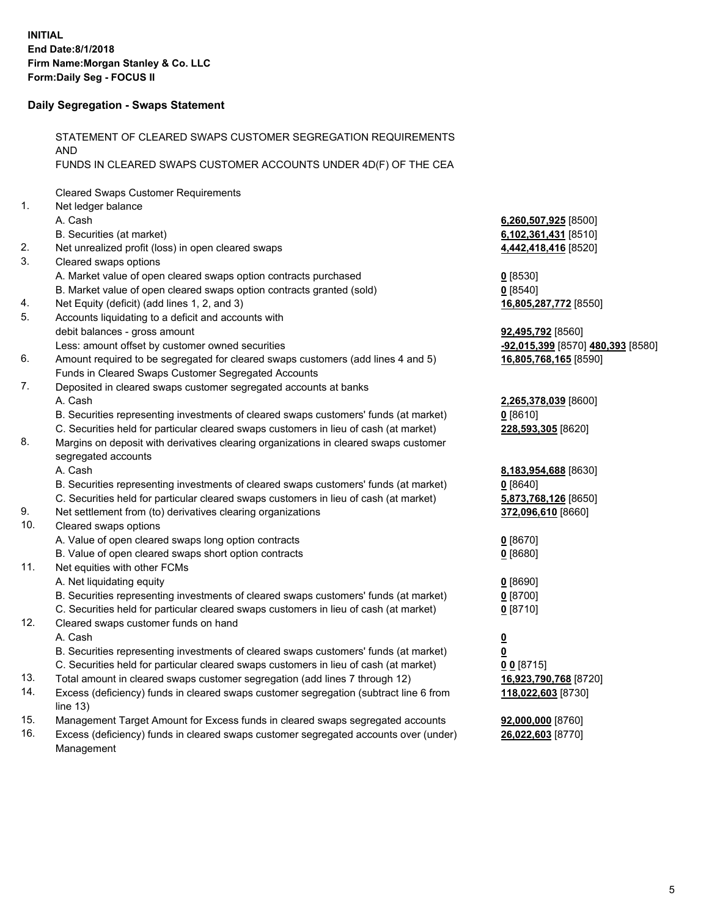**INITIAL**
**End Date:8/1/2018**
**Firm Name:Morgan Stanley & Co. LLC**
**Form:Daily Seg - FOCUS II**

## Daily Segregation - Swaps Statement

STATEMENT OF CLEARED SWAPS CUSTOMER SEGREGATION REQUIREMENTS AND FUNDS IN CLEARED SWAPS CUSTOMER ACCOUNTS UNDER 4D(F) OF THE CEA

| | | |
|---|---|---|
| | Cleared Swaps Customer Requirements | |
| 1. | Net ledger balance | |
| | A. Cash | **6,260,507,925** [8500] |
| | B. Securities (at market) | **6,102,361,431** [8510] |
| 2. | Net unrealized profit (loss) in open cleared swaps | **4,442,418,416** [8520] |
| 3. | Cleared swaps options | |
| | A. Market value of open cleared swaps option contracts purchased | **0** [8530] |
| | B. Market value of open cleared swaps option contracts granted (sold) | **0** [8540] |
| 4. | Net Equity (deficit) (add lines 1, 2, and 3) | **16,805,287,772** [8550] |
| 5. | Accounts liquidating to a deficit and accounts with debit balances - gross amount | **92,495,792** [8560] |
| | Less: amount offset by customer owned securities | **-92,015,399** [8570] **480,393** [8580] |
| 6. | Amount required to be segregated for cleared swaps customers (add lines 4 and 5) | **16,805,768,165** [8590] |
| | Funds in Cleared Swaps Customer Segregated Accounts | |
| 7. | Deposited in cleared swaps customer segregated accounts at banks | |
| | A. Cash | **2,265,378,039** [8600] |
| | B. Securities representing investments of cleared swaps customers' funds (at market) | **0** [8610] |
| | C. Securities held for particular cleared swaps customers in lieu of cash (at market) | **228,593,305** [8620] |
| 8. | Margins on deposit with derivatives clearing organizations in cleared swaps customer segregated accounts | |
| | A. Cash | **8,183,954,688** [8630] |
| | B. Securities representing investments of cleared swaps customers' funds (at market) | **0** [8640] |
| | C. Securities held for particular cleared swaps customers in lieu of cash (at market) | **5,873,768,126** [8650] |
| 9. | Net settlement from (to) derivatives clearing organizations | **372,096,610** [8660] |
| 10. | Cleared swaps options | |
| | A. Value of open cleared swaps long option contracts | **0** [8670] |
| | B. Value of open cleared swaps short option contracts | **0** [8680] |
| 11. | Net equities with other FCMs | |
| | A. Net liquidating equity | **0** [8690] |
| | B. Securities representing investments of cleared swaps customers' funds (at market) | **0** [8700] |
| | C. Securities held for particular cleared swaps customers in lieu of cash (at market) | **0** [8710] |
| 12. | Cleared swaps customer funds on hand | |
| | A. Cash | **0** |
| | B. Securities representing investments of cleared swaps customers' funds (at market) | **0** |
| | C. Securities held for particular cleared swaps customers in lieu of cash (at market) | **0** **0** [8715] |
| 13. | Total amount in cleared swaps customer segregation (add lines 7 through 12) | **16,923,790,768** [8720] |
| 14. | Excess (deficiency) funds in cleared swaps customer segregation (subtract line 6 from line 13) | **118,022,603** [8730] |
| 15. | Management Target Amount for Excess funds in cleared swaps segregated accounts | **92,000,000** [8760] |
| 16. | Excess (deficiency) funds in cleared swaps customer segregated accounts over (under) Management | **26,022,603** [8770] |